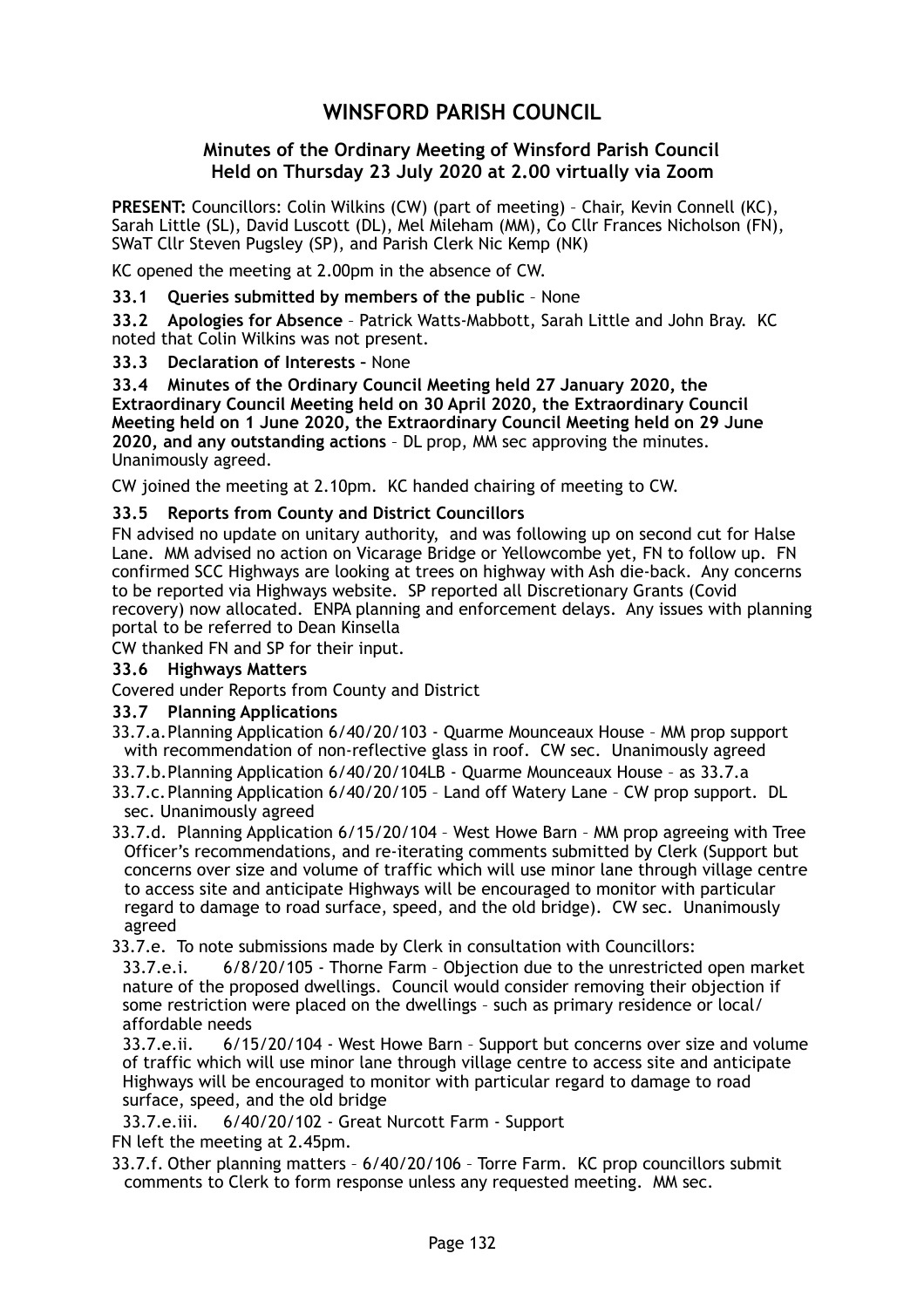# WINSFORD PARISH COUNCIL

## Minutes of the Ordinary Meeting of Winsford Parish Council Held on Thursday 23 July 2020 at 2.00 virtually via Zoom

**PRESENT:** Councillors: Colin Wilkins (CW) (part of meeting) – Chair, Kevin Connell (KC), Sarah Little (SL), David Luscott (DL), Mel Mileham (MM), Co Cllr Frances Nicholson (FN), SWaT Cllr Steven Pugsley (SP), and Parish Clerk Nic Kemp (NK)

KC opened the meeting at 2.00pm in the absence of CW.

**33.1 Queries submitted by members of the public** – None

**33.2 Apologies for Absence** – Patrick Watts-Mabbott, Sarah Little and John Bray. KC noted that Colin Wilkins was not present.

**33.3 Declaration of Interests –** None

**33.4 Minutes of the Ordinary Council Meeting held 27 January 2020, the Extraordinary Council Meeting held on 30 April 2020, the Extraordinary Council Meeting held on 1 June 2020, the Extraordinary Council Meeting held on 29 June 2020, and any outstanding actions** – DL prop, MM sec approving the minutes. Unanimously agreed.

CW joined the meeting at 2.10pm. KC handed chairing of meeting to CW.

**33.5 Reports from County and District Councillors**

FN advised no update on unitary authority, and was following up on second cut for Halse Lane. MM advised no action on Vicarage Bridge or Yellowcombe yet, FN to follow up. FN confirmed SCC Highways are looking at trees on highway with Ash die-back. Any concerns to be reported via Highways website. SP reported all Discretionary Grants (Covid recovery) now allocated. ENPA planning and enforcement delays. Any issues with planning portal to be referred to Dean Kinsella

CW thanked FN and SP for their input.

**33.6 Highways Matters**

Covered under Reports from County and District

**33.7 Planning Applications**

33.7.a. Planning Application 6/40/20/103 - Quarme Mounceaux House – MM prop support with recommendation of non-reflective glass in roof. CW sec. Unanimously agreed

33.7.b. Planning Application 6/40/20/104LB - Quarme Mounceaux House – as 33.7.a

33.7.c. Planning Application 6/40/20/105 – Land off Watery Lane – CW prop support. DL sec. Unanimously agreed

33.7.d. Planning Application 6/15/20/104 – West Howe Barn – MM prop agreeing with Tree Officer's recommendations, and re-iterating comments submitted by Clerk (Support but concerns over size and volume of traffic which will use minor lane through village centre to access site and anticipate Highways will be encouraged to monitor with particular regard to damage to road surface, speed, and the old bridge). CW sec. Unanimously agreed

33.7.e. To note submissions made by Clerk in consultation with Councillors:

33.7.e.i. 6/8/20/105 - Thorne Farm – Objection due to the unrestricted open market nature of the proposed dwellings. Council would consider removing their objection if some restriction were placed on the dwellings – such as primary residence or local/affordable needs

33.7.e.ii. 6/15/20/104 - West Howe Barn – Support but concerns over size and volume of traffic which will use minor lane through village centre to access site and anticipate Highways will be encouraged to monitor with particular regard to damage to road surface, speed, and the old bridge

33.7.e.iii. 6/40/20/102 - Great Nurcott Farm - Support

FN left the meeting at 2.45pm.

33.7.f. Other planning matters – 6/40/20/106 – Torre Farm. KC prop councillors submit comments to Clerk to form response unless any requested meeting. MM sec.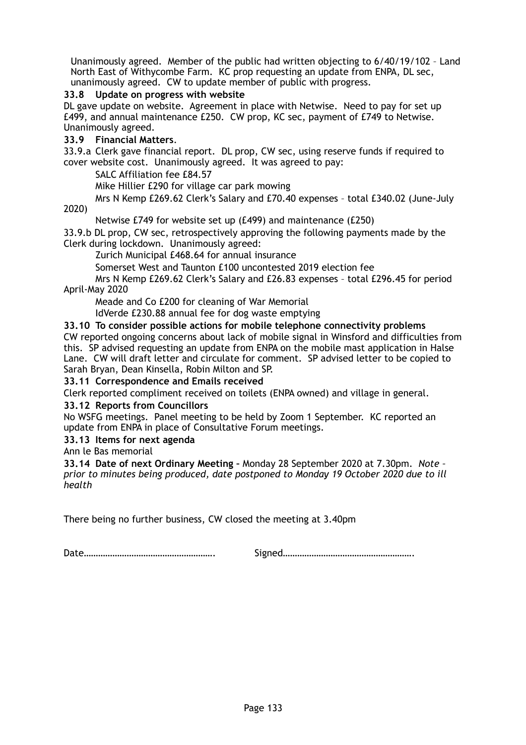Unanimously agreed. Member of the public had written objecting to 6/40/19/102 – Land North East of Withycombe Farm. KC prop requesting an update from ENPA, DL sec, unanimously agreed. CW to update member of public with progress.

**33.8 Update on progress with website**

DL gave update on website. Agreement in place with Netwise. Need to pay for set up £499, and annual maintenance £250. CW prop, KC sec, payment of £749 to Netwise. Unanimously agreed.

**33.9 Financial Matters**.

33.9.a Clerk gave financial report. DL prop, CW sec, using reserve funds if required to cover website cost. Unanimously agreed. It was agreed to pay:

SALC Affiliation fee £84.57

Mike Hillier £290 for village car park mowing

Mrs N Kemp £269.62 Clerk's Salary and £70.40 expenses – total £340.02 (June-July 2020)

Netwise £749 for website set up (£499) and maintenance (£250)

33.9.b DL prop, CW sec, retrospectively approving the following payments made by the Clerk during lockdown. Unanimously agreed:

Zurich Municipal £468.64 for annual insurance

Somerset West and Taunton £100 uncontested 2019 election fee

Mrs N Kemp £269.62 Clerk's Salary and £26.83 expenses – total £296.45 for period April-May 2020

Meade and Co £200 for cleaning of War Memorial

IdVerde £230.88 annual fee for dog waste emptying

**33.10 To consider possible actions for mobile telephone connectivity problems**

CW reported ongoing concerns about lack of mobile signal in Winsford and difficulties from this. SP advised requesting an update from ENPA on the mobile mast application in Halse Lane. CW will draft letter and circulate for comment. SP advised letter to be copied to Sarah Bryan, Dean Kinsella, Robin Milton and SP.

**33.11 Correspondence and Emails received**

Clerk reported compliment received on toilets (ENPA owned) and village in general.

**33.12 Reports from Councillors**

No WSFG meetings. Panel meeting to be held by Zoom 1 September. KC reported an update from ENPA in place of Consultative Forum meetings.

**33.13 Items for next agenda**

Ann le Bas memorial

**33.14 Date of next Ordinary Meeting –** Monday 28 September 2020 at 7.30pm. *Note – prior to minutes being produced, date postponed to Monday 19 October 2020 due to ill health*

There being no further business, CW closed the meeting at 3.40pm

Date………………………………………………. Signed……………………………………………….